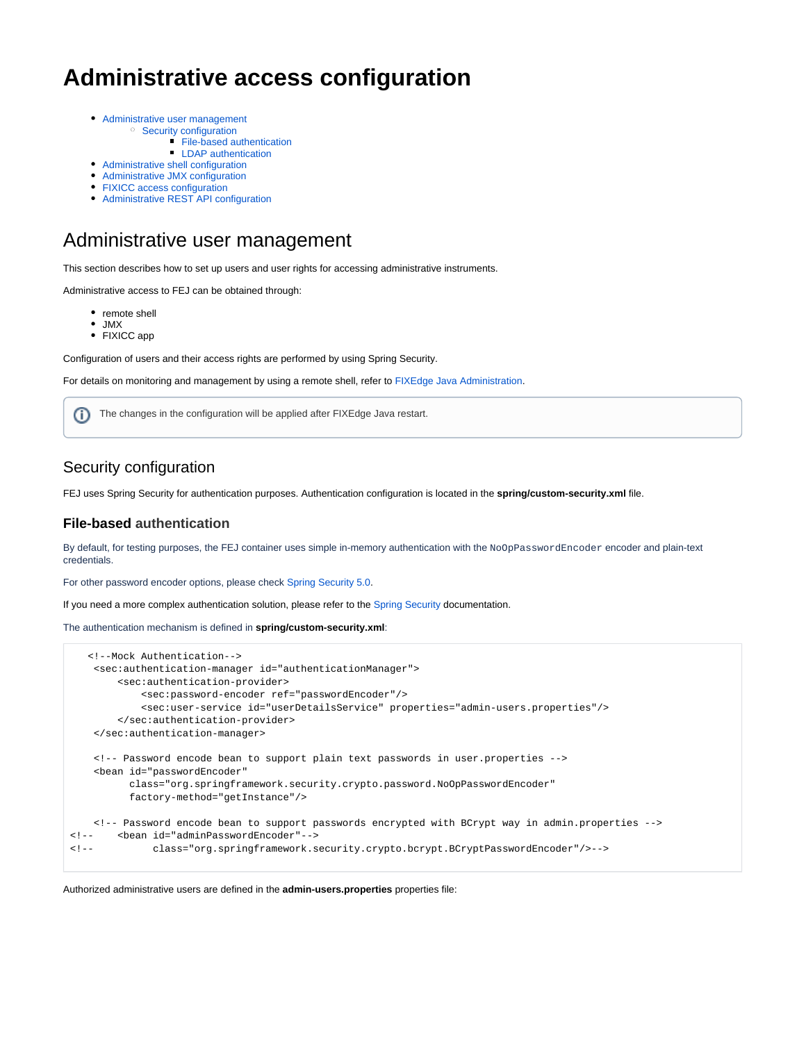# Administrative access configuration

- Administrative user management
  - Security configuration
    - File-based authentication
    - LDAP authentication
- Administrative shell configuration
- Administrative JMX configuration
- FIXICC access configuration
- Administrative REST API configuration

## Administrative user management

This section describes how to set up users and user rights for accessing administrative instruments.

Administrative access to FEJ can be obtained through:

- remote shell
- JMX
- FIXICC app

Configuration of users and their access rights are performed by using Spring Security.

For details on monitoring and management by using a remote shell, refer to FIXEdge Java Administration.

> The changes in the configuration will be applied after FIXEdge Java restart.

### Security configuration

FEJ uses Spring Security for authentication purposes. Authentication configuration is located in the **spring/custom-security.xml** file.

#### File-based authentication

By default, for testing purposes, the FEJ container uses simple in-memory authentication with the `NoOpPasswordEncoder` encoder and plain-text credentials.

For other password encoder options, please check Spring Security 5.0.

If you need a more complex authentication solution, please refer to the Spring Security documentation.

The authentication mechanism is defined in **spring/custom-security.xml**:

```
    <!--Mock Authentication-->
     <sec:authentication-manager id="authenticationManager">
         <sec:authentication-provider>
             <sec:password-encoder ref="passwordEncoder"/>
             <sec:user-service id="userDetailsService" properties="admin-users.properties"/>
         </sec:authentication-provider>
     </sec:authentication-manager>

     <!-- Password encode bean to support plain text passwords in user.properties -->
     <bean id="passwordEncoder"
           class="org.springframework.security.crypto.password.NoOpPasswordEncoder"
           factory-method="getInstance"/>

     <!-- Password encode bean to support passwords encrypted with BCrypt way in admin.properties -->
<!--     <bean id="adminPasswordEncoder"-->
<!--           class="org.springframework.security.crypto.bcrypt.BCryptPasswordEncoder"/>-->
```

Authorized administrative users are defined in the **admin-users.properties** properties file: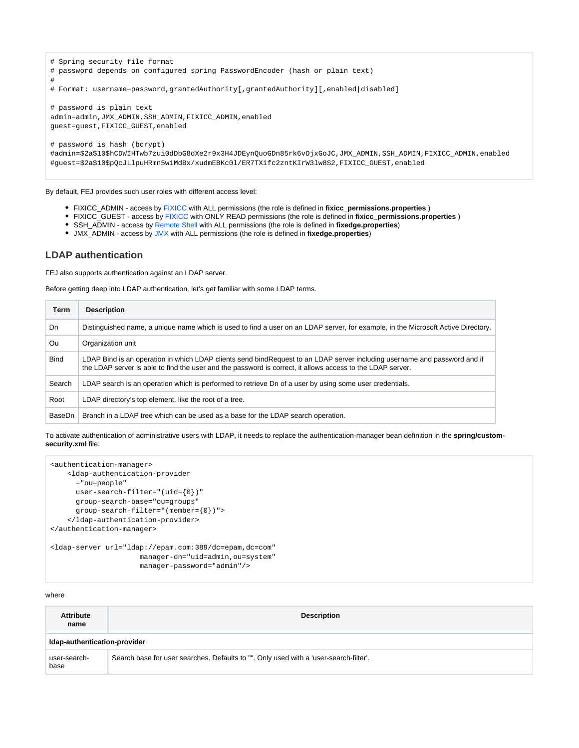```
# Spring security file format
# password depends on configured spring PasswordEncoder (hash or plain text)
#
# Format: username=password,grantedAuthority[,grantedAuthority][,enabled|disabled]

# password is plain text
admin=admin,JMX_ADMIN,SSH_ADMIN,FIXICC_ADMIN,enabled
guest=guest,FIXICC_GUEST,enabled

# password is hash (bcrypt)
#admin=$2a$10$hCDWIHTwb7zui0dDbG8dXe2r9x3H4JDEynQuoGDn85rk6vOjxGoJC,JMX_ADMIN,SSH_ADMIN,FIXICC_ADMIN,enabled
#guest=$2a$10$pQcJLlpuHRmn5w1MdBx/xudmEBKc0l/ER7TXifc2zntKIrW3lw8S2,FIXICC_GUEST,enabled
```

By default, FEJ provides such user roles with different access level:

- FIXICC_ADMIN - access by FIXICC with ALL permissions (the role is defined in **fixicc_permissions.properties** )
- FIXICC_GUEST - access by FIXICC with ONLY READ permissions (the role is defined in **fixicc_permissions.properties** )
- SSH_ADMIN - access by Remote Shell with ALL permissions (the role is defined in **fixedge.properties**)
- JMX_ADMIN - access by JMX with ALL permissions (the role is defined in **fixedge.properties**)

## LDAP authentication

FEJ also supports authentication against an LDAP server.

Before getting deep into LDAP authentication, let's get familiar with some LDAP terms.

| Term | Description |
|---|---|
| Dn | Distinguished name, a unique name which is used to find a user on an LDAP server, for example, in the Microsoft Active Directory. |
| Ou | Organization unit |
| Bind | LDAP Bind is an operation in which LDAP clients send bindRequest to an LDAP server including username and password and if the LDAP server is able to find the user and the password is correct, it allows access to the LDAP server. |
| Search | LDAP search is an operation which is performed to retrieve Dn of a user by using some user credentials. |
| Root | LDAP directory's top element, like the root of a tree. |
| BaseDn | Branch in a LDAP tree which can be used as a base for the LDAP search operation. |

To activate authentication of administrative users with LDAP, it needs to replace the authentication-manager bean definition in the **spring/custom-security.xml** file:

```
<authentication-manager>
    <ldap-authentication-provider
      ="ou=people"
      user-search-filter="(uid={0})"
      group-search-base="ou=groups"
      group-search-filter="(member={0})">
    </ldap-authentication-provider>
</authentication-manager>

<ldap-server url="ldap://epam.com:389/dc=epam,dc=com"
                     manager-dn="uid=admin,ou=system"
                     manager-password="admin"/>
```

where

| Attribute name | Description |
|---|---|
| **ldap-authentication-provider** | |
| user-search-base | Search base for user searches. Defaults to "". Only used with a 'user-search-filter'. |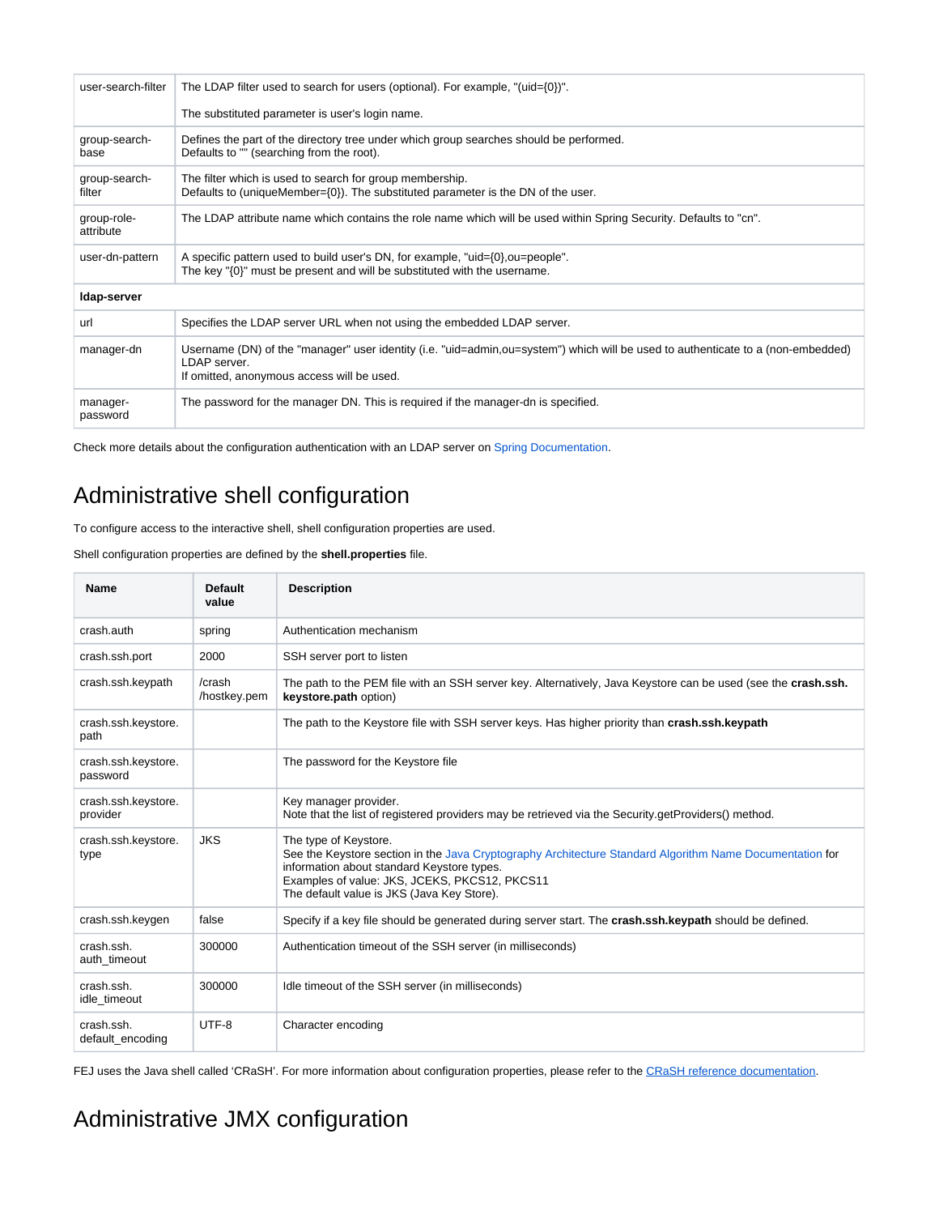| | |
|---|---|
| user-search-filter | The LDAP filter used to search for users (optional). For example, "(uid={0})".<br><br>The substituted parameter is user's login name. |
| group-search-base | Defines the part of the directory tree under which group searches should be performed.<br>Defaults to "" (searching from the root). |
| group-search-filter | The filter which is used to search for group membership.<br>Defaults to (uniqueMember={0}). The substituted parameter is the DN of the user. |
| group-role-attribute | The LDAP attribute name which contains the role name which will be used within Spring Security. Defaults to "cn". |
| user-dn-pattern | A specific pattern used to build user's DN, for example, "uid={0},ou=people".<br>The key "{0}" must be present and will be substituted with the username. |
| **ldap-server** | |
| url | Specifies the LDAP server URL when not using the embedded LDAP server. |
| manager-dn | Username (DN) of the "manager" user identity (i.e. "uid=admin,ou=system") which will be used to authenticate to a (non-embedded) LDAP server.<br>If omitted, anonymous access will be used. |
| manager-password | The password for the manager DN. This is required if the manager-dn is specified. |

Check more details about the configuration authentication with an LDAP server on Spring Documentation.

# Administrative shell configuration

To configure access to the interactive shell, shell configuration properties are used.

Shell configuration properties are defined by the **shell.properties** file.

| Name | Default value | Description |
|---|---|---|
| crash.auth | spring | Authentication mechanism |
| crash.ssh.port | 2000 | SSH server port to listen |
| crash.ssh.keypath | /crash/hostkey.pem | The path to the PEM file with an SSH server key. Alternatively, Java Keystore can be used (see the **crash.ssh.keystore.path** option) |
| crash.ssh.keystore.path | | The path to the Keystore file with SSH server keys. Has higher priority than **crash.ssh.keypath** |
| crash.ssh.keystore.password | | The password for the Keystore file |
| crash.ssh.keystore.provider | | Key manager provider.<br>Note that the list of registered providers may be retrieved via the Security.getProviders() method. |
| crash.ssh.keystore.type | JKS | The type of Keystore.<br>See the Keystore section in the Java Cryptography Architecture Standard Algorithm Name Documentation for information about standard Keystore types.<br>Examples of value: JKS, JCEKS, PKCS12, PKCS11<br>The default value is JKS (Java Key Store). |
| crash.ssh.keygen | false | Specify if a key file should be generated during server start. The **crash.ssh.keypath** should be defined. |
| crash.ssh.auth_timeout | 300000 | Authentication timeout of the SSH server (in milliseconds) |
| crash.ssh.idle_timeout | 300000 | Idle timeout of the SSH server (in milliseconds) |
| crash.ssh.default_encoding | UTF-8 | Character encoding |

FEJ uses the Java shell called 'CRaSH'. For more information about configuration properties, please refer to the CRaSH reference documentation.

# Administrative JMX configuration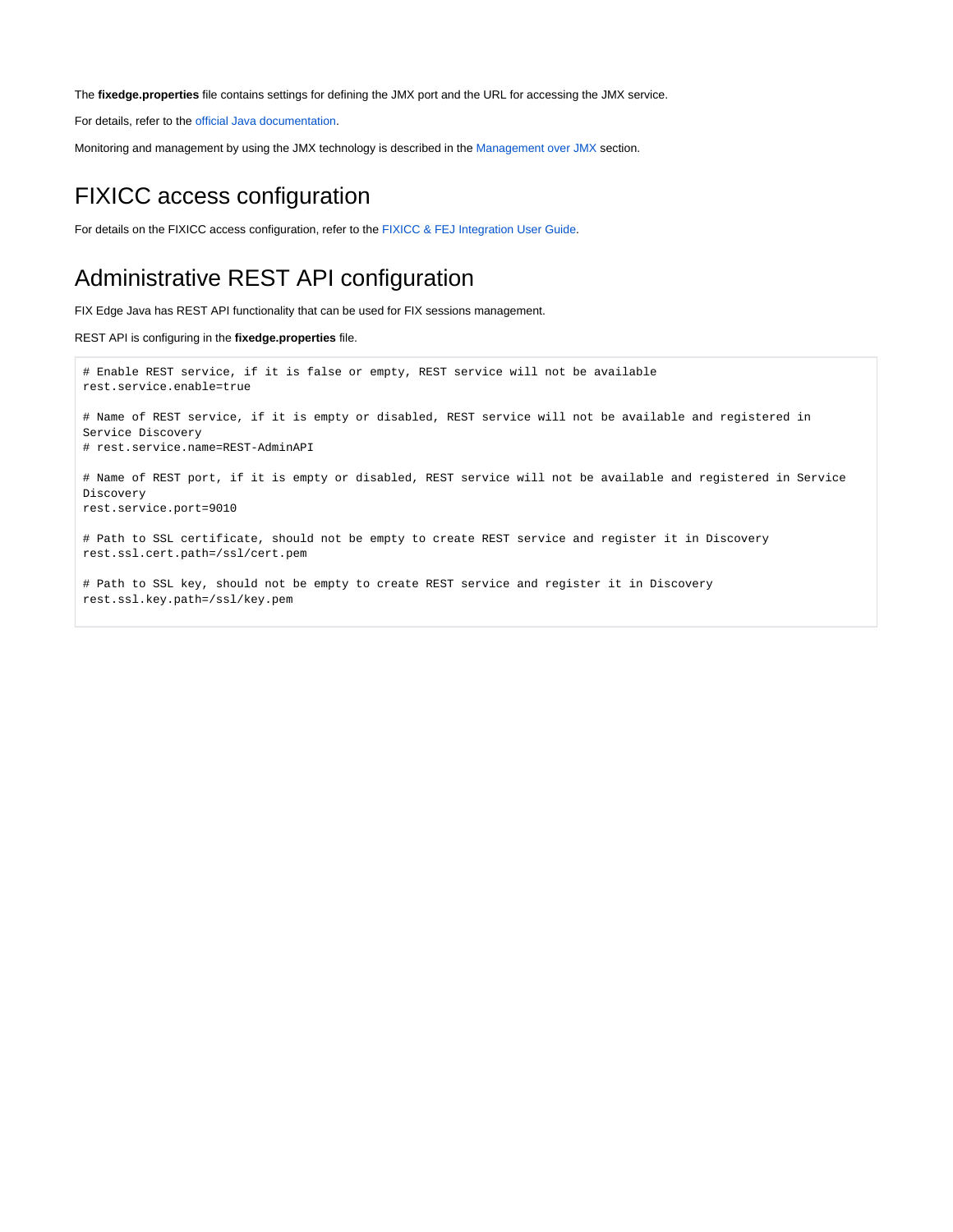The **fixedge.properties** file contains settings for defining the JMX port and the URL for accessing the JMX service.

For details, refer to the official Java documentation.

Monitoring and management by using the JMX technology is described in the Management over JMX section.

# FIXICC access configuration

For details on the FIXICC access configuration, refer to the FIXICC & FEJ Integration User Guide.

# Administrative REST API configuration

FIX Edge Java has REST API functionality that can be used for FIX sessions management.

REST API is configuring in the **fixedge.properties** file.

```
# Enable REST service, if it is false or empty, REST service will not be available
rest.service.enable=true

# Name of REST service, if it is empty or disabled, REST service will not be available and registered in
Service Discovery
# rest.service.name=REST-AdminAPI

# Name of REST port, if it is empty or disabled, REST service will not be available and registered in Service
Discovery
rest.service.port=9010

# Path to SSL certificate, should not be empty to create REST service and register it in Discovery
rest.ssl.cert.path=/ssl/cert.pem

# Path to SSL key, should not be empty to create REST service and register it in Discovery
rest.ssl.key.path=/ssl/key.pem
```